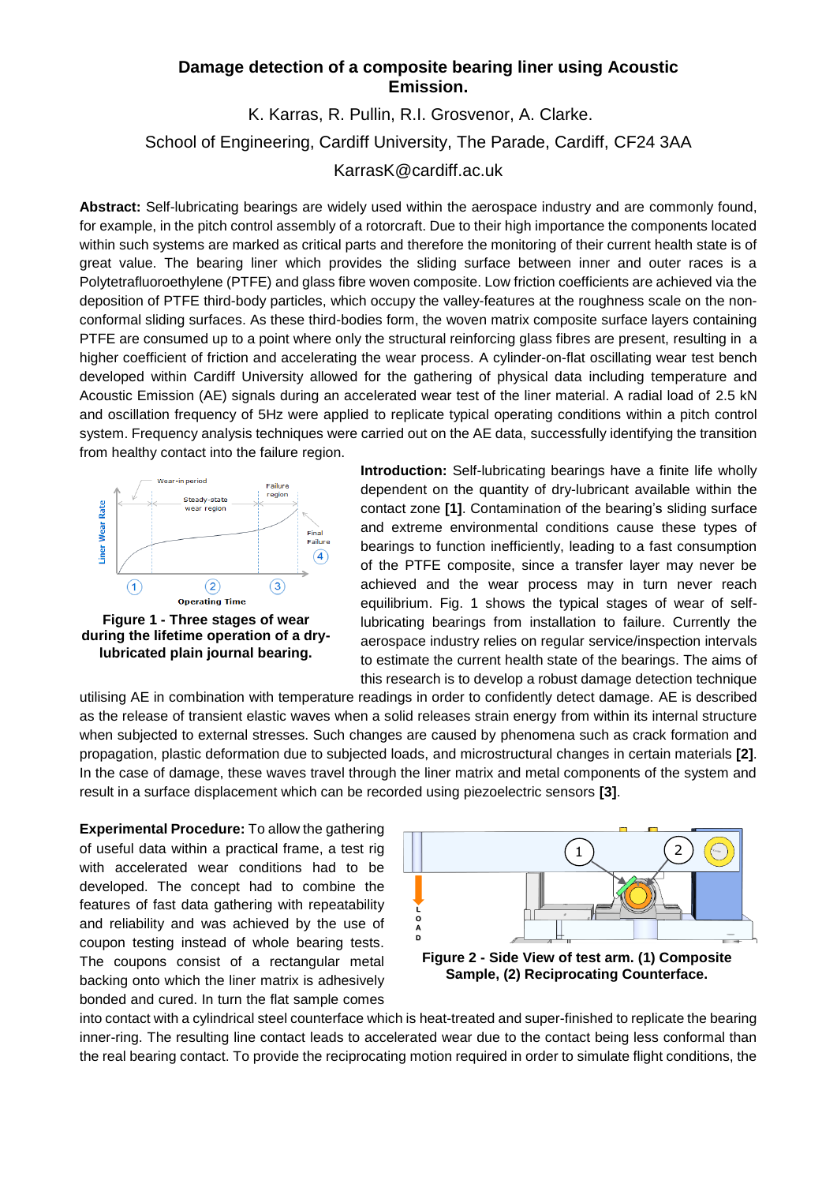# Damage detection of a composite bearing liner using Acoustic Emission.

K. Karras, R. Pullin, R.I. Grosvenor, A. Clarke.

School of Engineering, Cardiff University, The Parade, Cardiff, CF24 3AA

KarrasK@cardiff.ac.uk

**Abstract:** Self-lubricating bearings are widely used within the aerospace industry and are commonly found, for example, in the pitch control assembly of a rotorcraft. Due to their high importance the components located within such systems are marked as critical parts and therefore the monitoring of their current health state is of great value. The bearing liner which provides the sliding surface between inner and outer races is a Polytetrafluoroethylene (PTFE) and glass fibre woven composite. Low friction coefficients are achieved via the deposition of PTFE third-body particles, which occupy the valley-features at the roughness scale on the non-conformal sliding surfaces. As these third-bodies form, the woven matrix composite surface layers containing PTFE are consumed up to a point where only the structural reinforcing glass fibres are present, resulting in a higher coefficient of friction and accelerating the wear process. A cylinder-on-flat oscillating wear test bench developed within Cardiff University allowed for the gathering of physical data including temperature and Acoustic Emission (AE) signals during an accelerated wear test of the liner material. A radial load of 2.5 kN and oscillation frequency of 5Hz were applied to replicate typical operating conditions within a pitch control system. Frequency analysis techniques were carried out on the AE data, successfully identifying the transition from healthy contact into the failure region.

**Figure 1 - Three stages of wear during the lifetime operation of a dry-lubricated plain journal bearing.**

**Introduction:** Self-lubricating bearings have a finite life wholly dependent on the quantity of dry-lubricant available within the contact zone **[1]**. Contamination of the bearing's sliding surface and extreme environmental conditions cause these types of bearings to function inefficiently, leading to a fast consumption of the PTFE composite, since a transfer layer may never be achieved and the wear process may in turn never reach equilibrium. Fig. 1 shows the typical stages of wear of self-lubricating bearings from installation to failure. Currently the aerospace industry relies on regular service/inspection intervals to estimate the current health state of the bearings. The aims of this research is to develop a robust damage detection technique utilising AE in combination with temperature readings in order to confidently detect damage. AE is described as the release of transient elastic waves when a solid releases strain energy from within its internal structure when subjected to external stresses. Such changes are caused by phenomena such as crack formation and propagation, plastic deformation due to subjected loads, and microstructural changes in certain materials **[2]**. In the case of damage, these waves travel through the liner matrix and metal components of the system and result in a surface displacement which can be recorded using piezoelectric sensors **[3]**.

**Experimental Procedure:** To allow the gathering of useful data within a practical frame, a test rig with accelerated wear conditions had to be developed. The concept had to combine the features of fast data gathering with repeatability and reliability and was achieved by the use of coupon testing instead of whole bearing tests. The coupons consist of a rectangular metal backing onto which the liner matrix is adhesively bonded and cured. In turn the flat sample comes into contact with a cylindrical steel counterface which is heat-treated and super-finished to replicate the bearing inner-ring. The resulting line contact leads to accelerated wear due to the contact being less conformal than the real bearing contact. To provide the reciprocating motion required in order to simulate flight conditions, the

**Figure 2 - Side View of test arm. (1) Composite Sample, (2) Reciprocating Counterface.**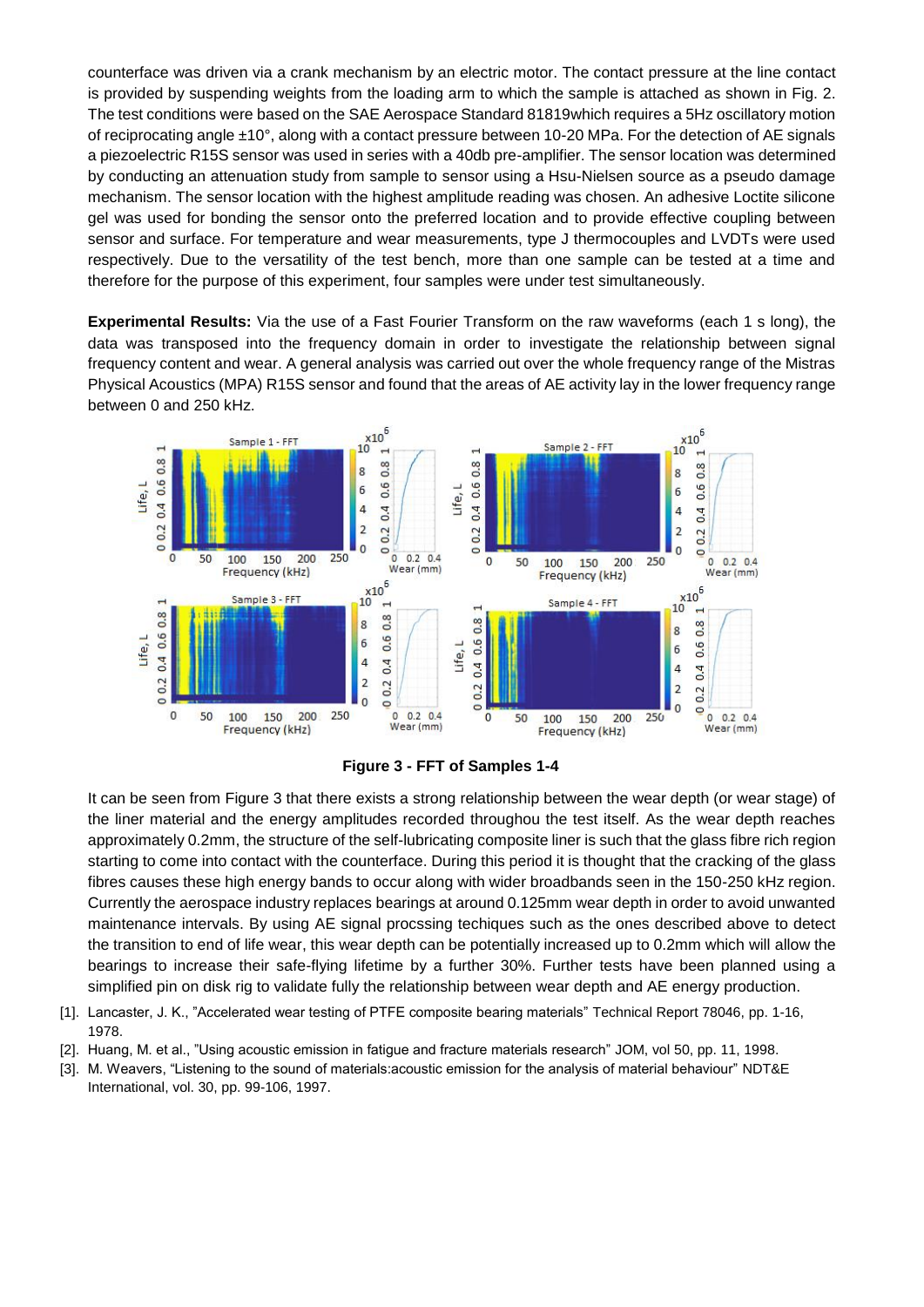counterface was driven via a crank mechanism by an electric motor. The contact pressure at the line contact is provided by suspending weights from the loading arm to which the sample is attached as shown in Fig. 2. The test conditions were based on the SAE Aerospace Standard 81819which requires a 5Hz oscillatory motion of reciprocating angle ±10°, along with a contact pressure between 10-20 MPa. For the detection of AE signals a piezoelectric R15S sensor was used in series with a 40db pre-amplifier. The sensor location was determined by conducting an attenuation study from sample to sensor using a Hsu-Nielsen source as a pseudo damage mechanism. The sensor location with the highest amplitude reading was chosen. An adhesive Loctite silicone gel was used for bonding the sensor onto the preferred location and to provide effective coupling between sensor and surface. For temperature and wear measurements, type J thermocouples and LVDTs were used respectively. Due to the versatility of the test bench, more than one sample can be tested at a time and therefore for the purpose of this experiment, four samples were under test simultaneously.

**Experimental Results:** Via the use of a Fast Fourier Transform on the raw waveforms (each 1 s long), the data was transposed into the frequency domain in order to investigate the relationship between signal frequency content and wear. A general analysis was carried out over the whole frequency range of the Mistras Physical Acoustics (MPA) R15S sensor and found that the areas of AE activity lay in the lower frequency range between 0 and 250 kHz.

Sample 1 - FFT
Sample 2 - FFT
Sample 3 - FFT
Sample 4 - FFT
Life, L
0 0.2 0.4 0.6 0.8 1
0 50 100 150 200 250
Frequency (kHz)
x10^6
10 8 6 4 2 0
0 0.2 0.4
Wear (mm)

**Figure 3 - FFT of Samples 1-4**

It can be seen from Figure 3 that there exists a strong relationship between the wear depth (or wear stage) of the liner material and the energy amplitudes recorded throughou the test itself. As the wear depth reaches approximately 0.2mm, the structure of the self-lubricating composite liner is such that the glass fibre rich region starting to come into contact with the counterface. During this period it is thought that the cracking of the glass fibres causes these high energy bands to occur along with wider broadbands seen in the 150-250 kHz region. Currently the aerospace industry replaces bearings at around 0.125mm wear depth in order to avoid unwanted maintenance intervals. By using AE signal procssing techiques such as the ones described above to detect the transition to end of life wear, this wear depth can be potentially increased up to 0.2mm which will allow the bearings to increase their safe-flying lifetime by a further 30%. Further tests have been planned using a simplified pin on disk rig to validate fully the relationship between wear depth and AE energy production.

[1]. Lancaster, J. K., "Accelerated wear testing of PTFE composite bearing materials" Technical Report 78046, pp. 1-16, 1978.

[2]. Huang, M. et al., "Using acoustic emission in fatigue and fracture materials research" JOM, vol 50, pp. 11, 1998.

[3]. M. Weavers, "Listening to the sound of materials:acoustic emission for the analysis of material behaviour" NDT&E International, vol. 30, pp. 99-106, 1997.